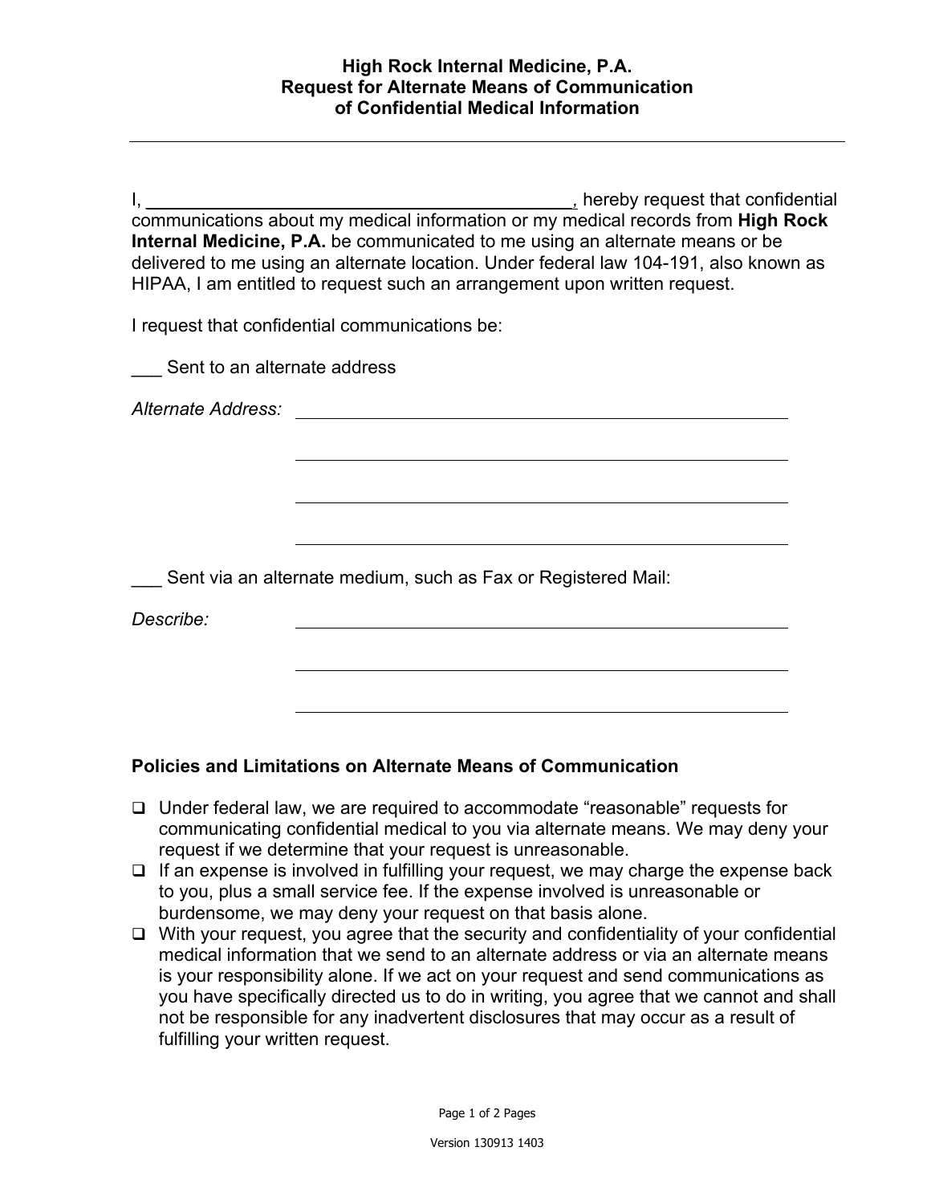# High Rock Internal Medicine, P.A.
## Request for Alternate Means of Communication of Confidential Medical Information

---

I, ____________________________________________, hereby request that confidential communications about my medical information or my medical records from **High Rock Internal Medicine, P.A.** be communicated to me using an alternate means or be delivered to me using an alternate location. Under federal law 104-191, also known as HIPAA, I am entitled to request such an arrangement upon written request.

I request that confidential communications be:

___ Sent to an alternate address

*Alternate Address:* ____________________________________________

____________________________________________

____________________________________________

____________________________________________

___ Sent via an alternate medium, such as Fax or Registered Mail:

*Describe:* ____________________________________________

____________________________________________

____________________________________________

### Policies and Limitations on Alternate Means of Communication

- Under federal law, we are required to accommodate "reasonable" requests for communicating confidential medical to you via alternate means. We may deny your request if we determine that your request is unreasonable.
- If an expense is involved in fulfilling your request, we may charge the expense back to you, plus a small service fee. If the expense involved is unreasonable or burdensome, we may deny your request on that basis alone.
- With your request, you agree that the security and confidentiality of your confidential medical information that we send to an alternate address or via an alternate means is your responsibility alone. If we act on your request and send communications as you have specifically directed us to do in writing, you agree that we cannot and shall not be responsible for any inadvertent disclosures that may occur as a result of fulfilling your written request.

Version 130913 1403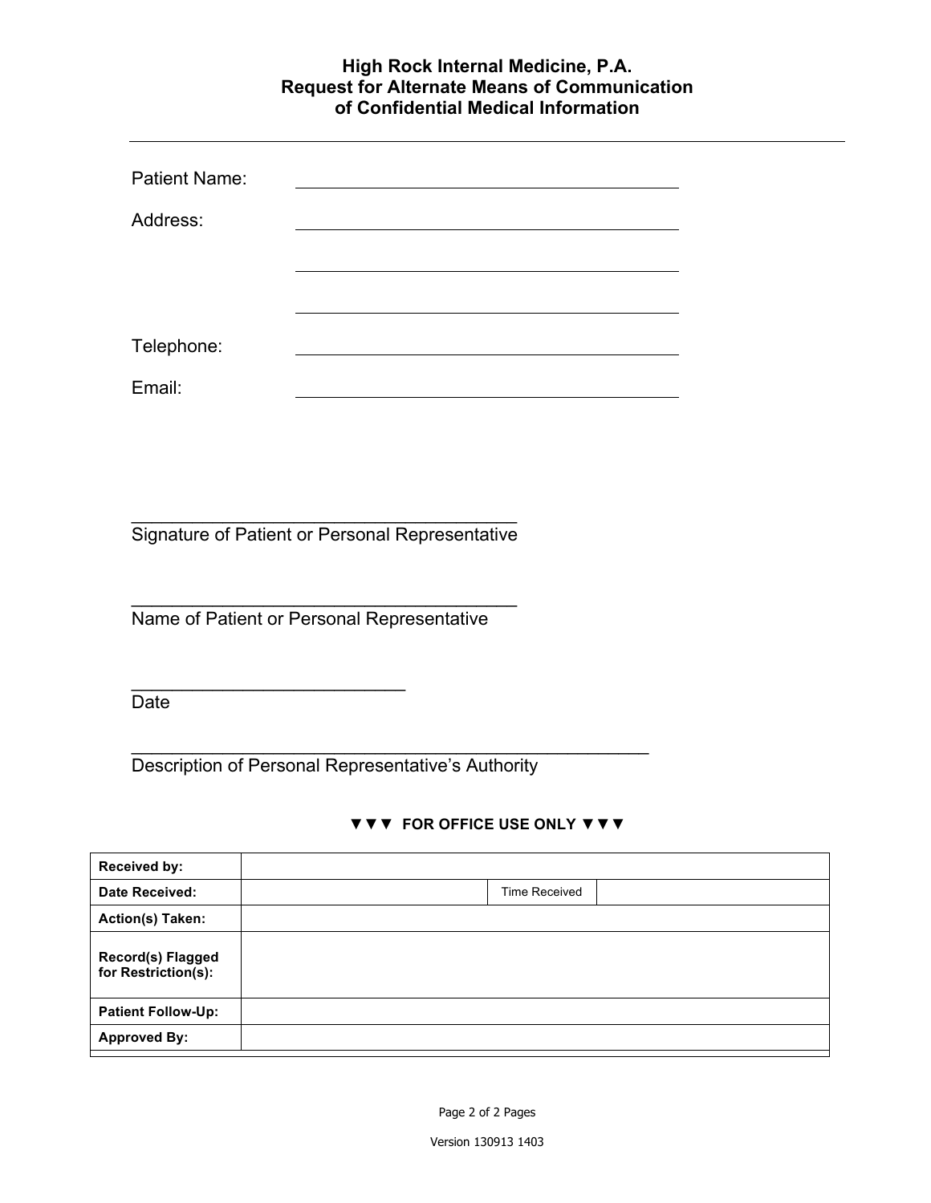**High Rock Internal Medicine, P.A.**
**Request for Alternate Means of Communication of Confidential Medical Information**

---

Patient Name: ______________________________

Address: ______________________________

______________________________

______________________________

Telephone: ______________________________

Email: ______________________________

______________________________
Signature of Patient or Personal Representative

______________________________
Name of Patient or Personal Representative

______________________
Date

______________________________________
Description of Personal Representative's Authority

**▼▼▼ FOR OFFICE USE ONLY ▼▼▼**

| | | | |
|---|---|---|---|
| **Received by:** | | | |
| **Date Received:** | | Time Received | |
| **Action(s) Taken:** | | | |
| **Record(s) Flagged for Restriction(s):** | | | |
| **Patient Follow-Up:** | | | |
| **Approved By:** | | | |

Version 130913 1403